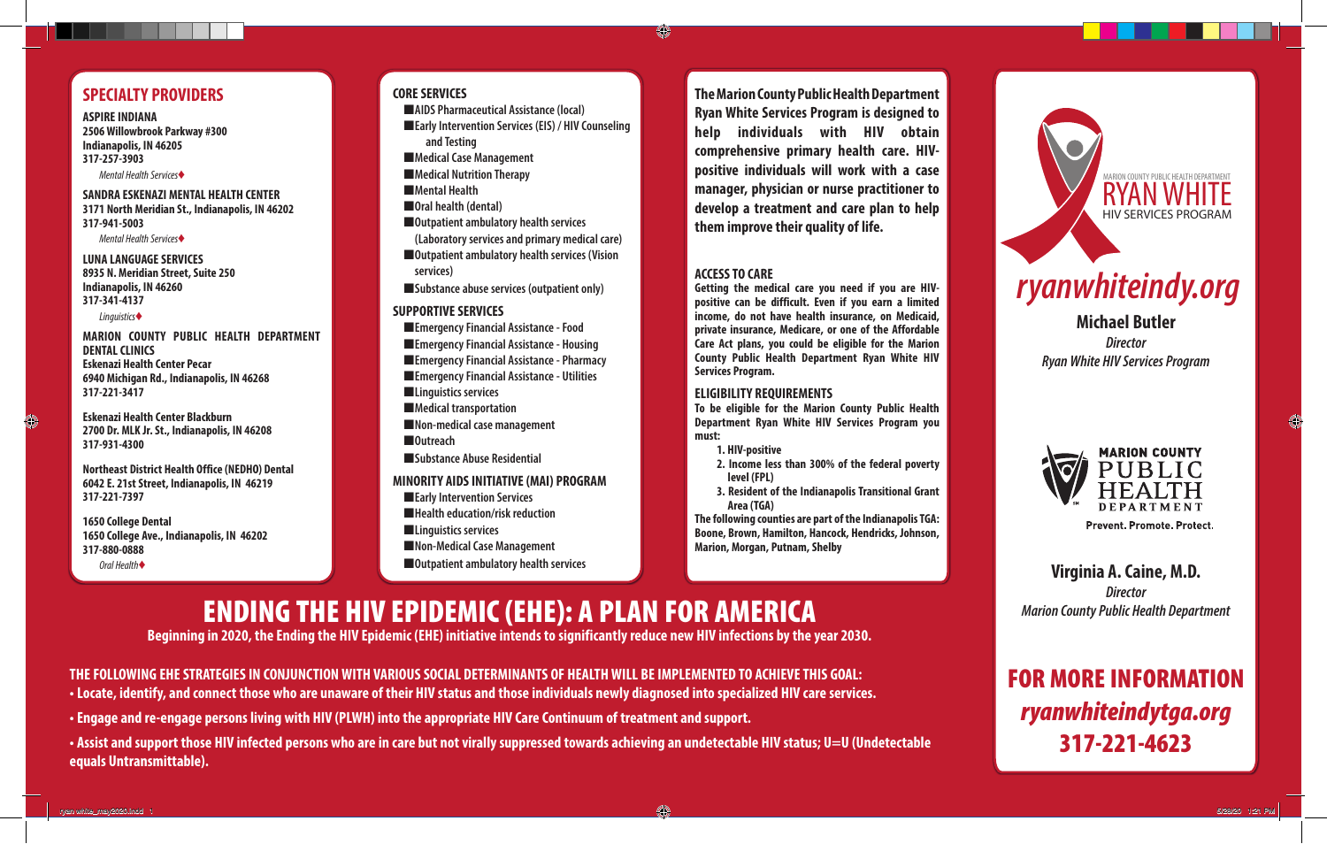## SPECIALTY PROVIDERS

**ASPIRE INDIANA**
**2506 Willowbrook Parkway #300**
**Indianapolis, IN 46205**
**317-257-3903**
*Mental Health Services*♦

**SANDRA ESKENAZI MENTAL HEALTH CENTER**
**3171 North Meridian St., Indianapolis, IN 46202**
**317-941-5003**
*Mental Health Services*♦

**LUNA LANGUAGE SERVICES**
**8935 N. Meridian Street, Suite 250**
**Indianapolis, IN 46260**
**317-341-4137**
*Linguistics*♦

**MARION COUNTY PUBLIC HEALTH DEPARTMENT DENTAL CLINICS**
**Eskenazi Health Center Pecar**
**6940 Michigan Rd., Indianapolis, IN 46268**
**317-221-3417**

**Eskenazi Health Center Blackburn**
**2700 Dr. MLK Jr. St., Indianapolis, IN 46208**
**317-931-4300**

**Northeast District Health Office (NEDHO) Dental**
**6042 E. 21st Street, Indianapolis, IN 46219**
**317-221-7397**

**1650 College Dental**
**1650 College Ave., Indianapolis, IN 46202**
**317-880-0888**
*Oral Health*♦

## CORE SERVICES

- AIDS Pharmaceutical Assistance (local)
- Early Intervention Services (EIS) / HIV Counseling and Testing
- Medical Case Management
- Medical Nutrition Therapy
- Mental Health
- Oral health (dental)
- Outpatient ambulatory health services (Laboratory services and primary medical care)
- Outpatient ambulatory health services (Vision services)
- Substance abuse services (outpatient only)

## SUPPORTIVE SERVICES

- Emergency Financial Assistance - Food
- Emergency Financial Assistance - Housing
- Emergency Financial Assistance - Pharmacy
- Emergency Financial Assistance - Utilities
- Linguistics services
- Medical transportation
- Non-medical case management
- Outreach
- Substance Abuse Residential

## MINORITY AIDS INITIATIVE (MAI) PROGRAM

- Early Intervention Services
- Health education/risk reduction
- Linguistics services
- Non-Medical Case Management
- Outpatient ambulatory health services

**The Marion County Public Health Department Ryan White Services Program is designed to help individuals with HIV obtain comprehensive primary health care. HIV-positive individuals will work with a case manager, physician or nurse practitioner to develop a treatment and care plan to help them improve their quality of life.**

## ACCESS TO CARE

**Getting the medical care you need if you are HIV-positive can be difficult. Even if you earn a limited income, do not have health insurance, on Medicaid, private insurance, Medicare, or one of the Affordable Care Act plans, you could be eligible for the Marion County Public Health Department Ryan White HIV Services Program.**

## ELIGIBILITY REQUIREMENTS

**To be eligible for the Marion County Public Health Department Ryan White HIV Services Program you must:**

1. **HIV-positive**
2. **Income less than 300% of the federal poverty level (FPL)**
3. **Resident of the Indianapolis Transitional Grant Area (TGA)**

**The following counties are part of the Indianapolis TGA: Boone, Brown, Hamilton, Hancock, Hendricks, Johnson, Marion, Morgan, Putnam, Shelby**

MARION COUNTY PUBLIC HEALTH DEPARTMENT
RYAN WHITE
HIV SERVICES PROGRAM

# *ryanwhiteindy.org*

**Michael Butler**
*Director*
*Ryan White HIV Services Program*

MARION COUNTY PUBLIC HEALTH DEPARTMENT
Prevent. Promote. Protect.

**Virginia A. Caine, M.D.**
*Director*
*Marion County Public Health Department*

# ENDING THE HIV EPIDEMIC (EHE): A PLAN FOR AMERICA

**Beginning in 2020, the Ending the HIV Epidemic (EHE) initiative intends to significantly reduce new HIV infections by the year 2030.**

**THE FOLLOWING EHE STRATEGIES IN CONJUNCTION WITH VARIOUS SOCIAL DETERMINANTS OF HEALTH WILL BE IMPLEMENTED TO ACHIEVE THIS GOAL:**

- **Locate, identify, and connect those who are unaware of their HIV status and those individuals newly diagnosed into specialized HIV care services.**
- **Engage and re-engage persons living with HIV (PLWH) into the appropriate HIV Care Continuum of treatment and support.**
- **Assist and support those HIV infected persons who are in care but not virally suppressed towards achieving an undetectable HIV status; U=U (Undetectable equals Untransmittable).**

## FOR MORE INFORMATION

***ryanwhiteindytga.org***

**317-221-4623**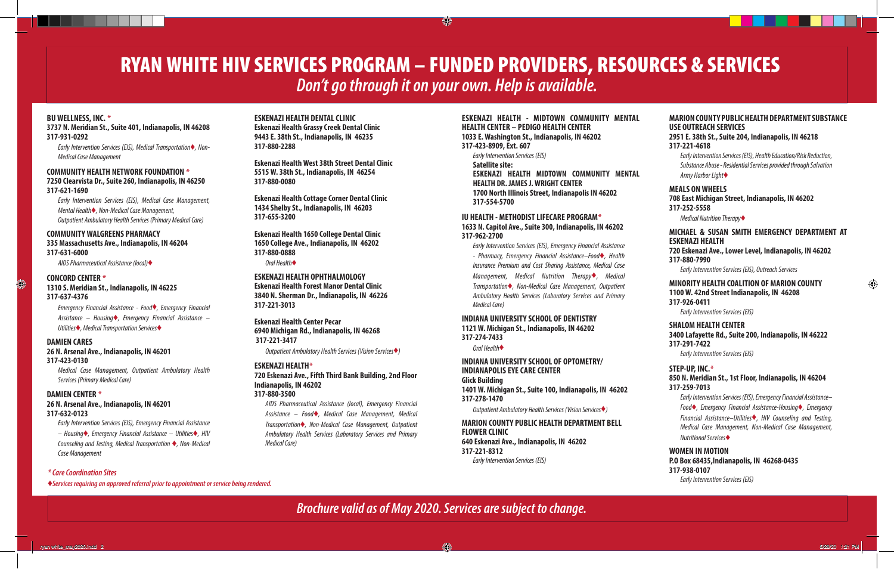# RYAN WHITE HIV SERVICES PROGRAM – FUNDED PROVIDERS, RESOURCES & SERVICES

*Don't go through it on your own. Help is available.*

**BU WELLNESS, INC.** *
**3737 N. Meridian St., Suite 401, Indianapolis, IN 46208**
**317-931-0292**
*Early Intervention Services (EIS), Medical Transportation♦, Non-Medical Case Management*

**COMMUNITY HEALTH NETWORK FOUNDATION** *
**7250 Clearvista Dr., Suite 260, Indianapolis, IN 46250**
**317-621-1690**
*Early Intervention Services (EIS), Medical Case Management, Mental Health♦, Non-Medical Case Management, Outpatient Ambulatory Health Services (Primary Medical Care)*

**COMMUNITY WALGREENS PHARMACY**
**335 Massachusetts Ave., Indianapolis, IN 46204**
**317-631-6000**
*AIDS Pharmaceutical Assistance (local)♦*

**CONCORD CENTER** *
**1310 S. Meridian St., Indianapolis, IN 46225**
**317-637-4376**
*Emergency Financial Assistance - Food♦, Emergency Financial Assistance – Housing♦, Emergency Financial Assistance – Utilities♦, Medical Transportation Services♦*

**DAMIEN CARES**
**26 N. Arsenal Ave., Indianapolis, IN 46201**
**317-423-0130**
*Medical Case Management, Outpatient Ambulatory Health Services (Primary Medical Care)*

**DAMIEN CENTER** *
**26 N. Arsenal Ave., Indianapolis, IN 46201**
**317-632-0123**
*Early Intervention Services (EIS), Emergency Financial Assistance – Housing♦, Emergency Financial Assistance – Utilities♦, HIV Counseling and Testing, Medical Transportation ♦, Non-Medical Case Management*

**ESKENAZI HEALTH DENTAL CLINIC**
**Eskenazi Health Grassy Creek Dental Clinic**
**9443 E. 38th St., Indianapolis, IN 46235**
**317-880-2288**

**Eskenazi Health West 38th Street Dental Clinic**
**5515 W. 38th St., Indianapolis, IN 46254**
**317-880-0080**

**Eskenazi Health Cottage Corner Dental Clinic**
**1434 Shelby St., Indianapolis, IN 46203**
**317-655-3200**

**Eskenazi Health 1650 College Dental Clinic**
**1650 College Ave., Indianapolis, IN 46202**
**317-880-0888**
*Oral Health♦*

**ESKENAZI HEALTH OPHTHALMOLOGY**
**Eskenazi Health Forest Manor Dental Clinic**
**3840 N. Sherman Dr., Indianapolis, IN 46226**
**317-221-3013**

**Eskenazi Health Center Pecar**
**6940 Michigan Rd., Indianapolis, IN 46268**
**317-221-3417**
*Outpatient Ambulatory Health Services (Vision Services♦)*

**ESKENAZI HEALTH***
**720 Eskenazi Ave., Fifth Third Bank Building, 2nd Floor Indianapolis, IN 46202**
**317-880-3500**
*AIDS Pharmaceutical Assistance (local), Emergency Financial Assistance – Food♦, Medical Case Management, Medical Transportation♦, Non-Medical Case Management, Outpatient Ambulatory Health Services (Laboratory Services and Primary Medical Care)*

**ESKENAZI HEALTH - MIDTOWN COMMUNITY MENTAL HEALTH CENTER – PEDIGO HEALTH CENTER**
**1033 E. Washington St., Indianapolis, IN 46202**
**317-423-8909, Ext. 607**
*Early Intervention Services (EIS)*
**Satellite site:**
**ESKENAZI HEALTH MIDTOWN COMMUNITY MENTAL HEALTH DR. JAMES J. WRIGHT CENTER**
**1700 North Illinois Street, Indianapolis IN 46202**
**317-554-5700**

**IU HEALTH - METHODIST LIFECARE PROGRAM***
**1633 N. Capitol Ave., Suite 300, Indianapolis, IN 46202**
**317-962-2700**
*Early Intervention Services (EIS), Emergency Financial Assistance - Pharmacy, Emergency Financial Assistance–Food♦, Health Insurance Premium and Cost Sharing Assistance, Medical Case Management, Medical Nutrition Therapy♦, Medical Transportation♦, Non-Medical Case Management, Outpatient Ambulatory Health Services (Laboratory Services and Primary Medical Care)*

**INDIANA UNIVERSITY SCHOOL OF DENTISTRY**
**1121 W. Michigan St., Indianapolis, IN 46202**
**317-274-7433**
*Oral Health♦*

**INDIANA UNIVERSITY SCHOOL OF OPTOMETRY/ INDIANAPOLIS EYE CARE CENTER**
**Glick Building**
**1401 W. Michigan St., Suite 100, Indianapolis, IN 46202**
**317-278-1470**
*Outpatient Ambulatory Health Services (Vision Services♦)*

**MARION COUNTY PUBLIC HEALTH DEPARTMENT BELL FLOWER CLINIC**
**640 Eskenazi Ave., Indianapolis, IN 46202**
**317-221-8312**
*Early Intervention Services (EIS)*

**MARION COUNTY PUBLIC HEALTH DEPARTMENT SUBSTANCE USE OUTREACH SERVICES**
**2951 E. 38th St., Suite 204, Indianapolis, IN 46218**
**317-221-4618**
*Early Intervention Services (EIS), Health Education/Risk Reduction, Substance Abuse - Residential Services provided through Salvation Army Harbor Light♦*

**MEALS ON WHEELS**
**708 East Michigan Street, Indianapolis, IN 46202**
**317-252-5558**
*Medical Nutrition Therapy♦*

**MICHAEL & SUSAN SMITH EMERGENCY DEPARTMENT AT ESKENAZI HEALTH**
**720 Eskenazi Ave., Lower Level, Indianapolis, IN 46202**
**317-880-7990**
*Early Intervention Services (EIS), Outreach Services*

**MINORITY HEALTH COALITION OF MARION COUNTY**
**1100 W. 42nd Street Indianapolis, IN 46208**
**317-926-0411**
*Early Intervention Services (EIS)*

**SHALOM HEALTH CENTER**
**3400 Lafayette Rd., Suite 200, Indianapolis, IN 46222**
**317-291-7422**
*Early Intervention Services (EIS)*

**STEP-UP, INC.***
**850 N. Meridian St., 1st Floor, Indianapolis, IN 46204**
**317-259-7013**
*Early Intervention Services (EIS), Emergency Financial Assistance–Food♦, Emergency Financial Assistance-Housing♦, Emergency Financial Assistance–Utilities♦, HIV Counseling and Testing, Medical Case Management, Non-Medical Case Management, Nutritional Services♦*

**WOMEN IN MOTION**
**P.O Box 68435,Indianapolis, IN 46268-0435**
**317-938-0107**
*Early Intervention Services (EIS)*

*\* Care Coordination Sites*

*♦Services requiring an approved referral prior to appointment or service being rendered.*

*Brochure valid as of May 2020. Services are subject to change.*